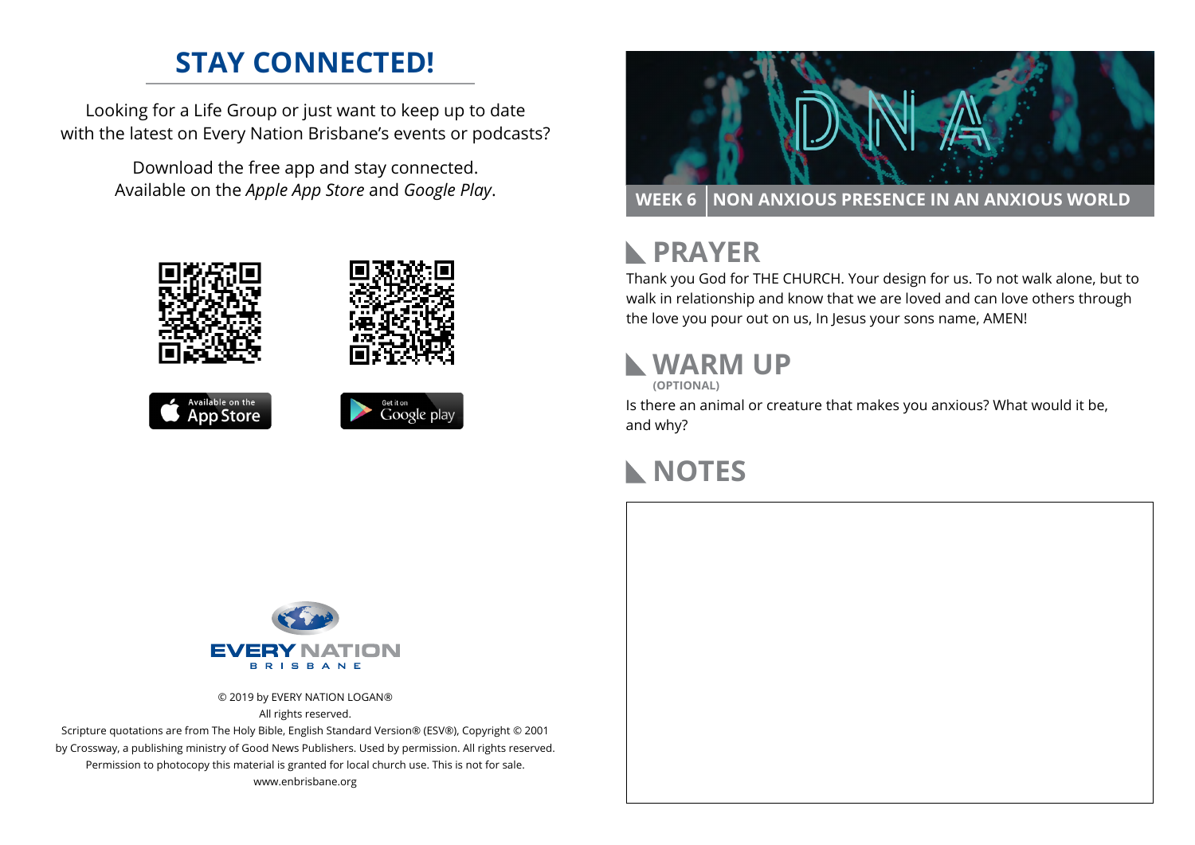# STAY CONNECTED!

Looking for a Life Group or just want to keep up to date with the latest on Every Nation Brisbane's events or podcasts?

Download the free app and stay connected. Available on the *Apple App Store* and *Google Play*.

Available on the App Store

Get it on Google play

EVERY NATION
BRISBANE

© 2019 by EVERY NATION LOGAN®
All rights reserved.
Scripture quotations are from The Holy Bible, English Standard Version® (ESV®), Copyright © 2001 by Crossway, a publishing ministry of Good News Publishers. Used by permission. All rights reserved.
Permission to photocopy this material is granted for local church use. This is not for sale.
www.enbrisbane.org

DNA

**WEEK 6** | **NON ANXIOUS PRESENCE IN AN ANXIOUS WORLD**

## PRAYER

Thank you God for THE CHURCH. Your design for us. To not walk alone, but to walk in relationship and know that we are loved and can love others through the love you pour out on us, In Jesus your sons name, AMEN!

## WARM UP

**(OPTIONAL)**

Is there an animal or creature that makes you anxious? What would it be, and why?

## NOTES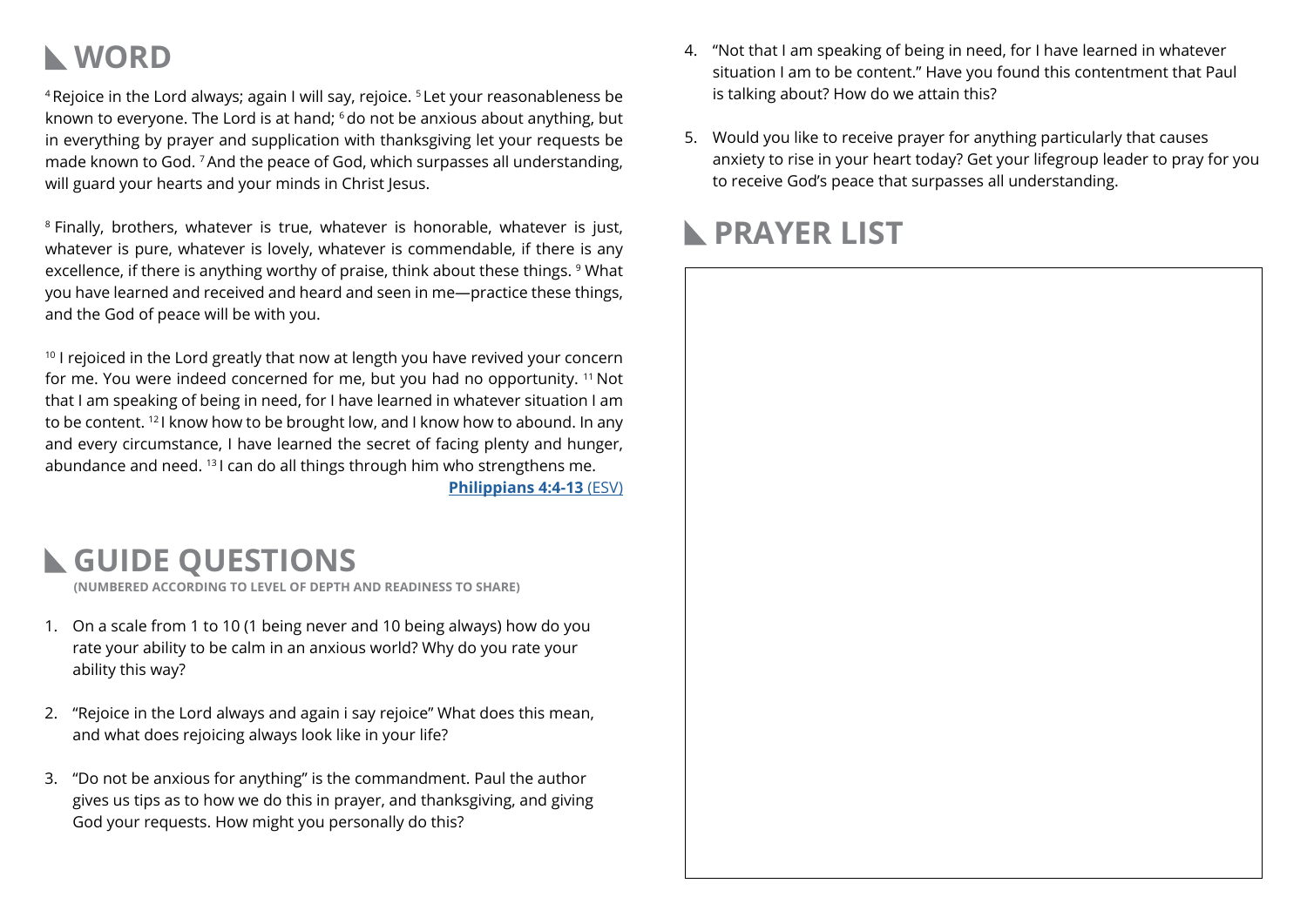## WORD

[4] Rejoice in the Lord always; again I will say, rejoice. [5] Let your reasonableness be known to everyone. The Lord is at hand; [6] do not be anxious about anything, but in everything by prayer and supplication with thanksgiving let your requests be made known to God. [7] And the peace of God, which surpasses all understanding, will guard your hearts and your minds in Christ Jesus.

[8] Finally, brothers, whatever is true, whatever is honorable, whatever is just, whatever is pure, whatever is lovely, whatever is commendable, if there is any excellence, if there is anything worthy of praise, think about these things. [9] What you have learned and received and heard and seen in me—practice these things, and the God of peace will be with you.

[10] I rejoiced in the Lord greatly that now at length you have revived your concern for me. You were indeed concerned for me, but you had no opportunity. [11] Not that I am speaking of being in need, for I have learned in whatever situation I am to be content. [12] I know how to be brought low, and I know how to abound. In any and every circumstance, I have learned the secret of facing plenty and hunger, abundance and need. [13] I can do all things through him who strengthens me.

**Philippians 4:4-13** (ESV)

## GUIDE QUESTIONS

**(NUMBERED ACCORDING TO LEVEL OF DEPTH AND READINESS TO SHARE)**

1. On a scale from 1 to 10 (1 being never and 10 being always) how do you rate your ability to be calm in an anxious world? Why do you rate your ability this way?

2. "Rejoice in the Lord always and again i say rejoice" What does this mean, and what does rejoicing always look like in your life?

3. "Do not be anxious for anything" is the commandment. Paul the author gives us tips as to how we do this in prayer, and thanksgiving, and giving God your requests. How might you personally do this?

4. "Not that I am speaking of being in need, for I have learned in whatever situation I am to be content." Have you found this contentment that Paul is talking about? How do we attain this?

5. Would you like to receive prayer for anything particularly that causes anxiety to rise in your heart today? Get your lifegroup leader to pray for you to receive God's peace that surpasses all understanding.

## PRAYER LIST